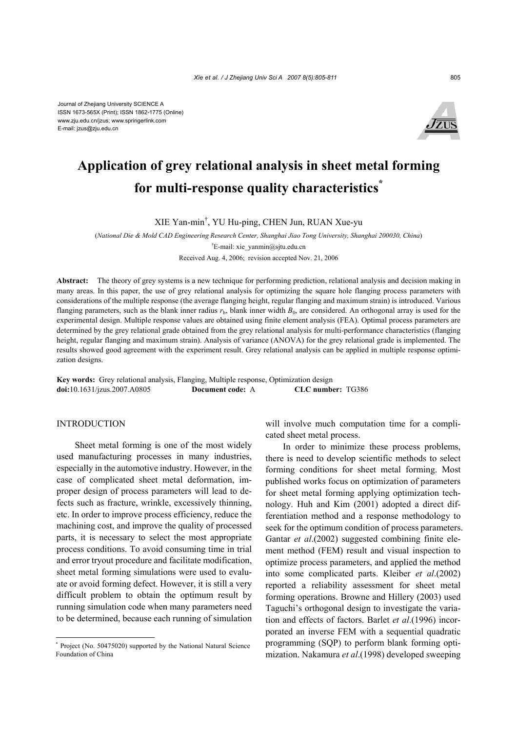Journal of Zhejiang University SCIENCE A
ISSN 1673-565X (Print); ISSN 1862-1775 (Online)
www.zju.edu.cn/jzus; www.springerlink.com
E-mail: jzus@zju.edu.cn

# Application of grey relational analysis in sheet metal forming for multi-response quality characteristics*

XIE Yan-min†, YU Hu-ping, CHEN Jun, RUAN Xue-yu

(*National Die & Mold CAD Engineering Research Center, Shanghai Jiao Tong University, Shanghai 200030, China*)

†E-mail: xie_yanmin@sjtu.edu.cn

Received Aug. 4, 2006; revision accepted Nov. 21, 2006

**Abstract:** The theory of grey systems is a new technique for performing prediction, relational analysis and decision making in many areas. In this paper, the use of grey relational analysis for optimizing the square hole flanging process parameters with considerations of the multiple response (the average flanging height, regular flanging and maximum strain) is introduced. Various flanging parameters, such as the blank inner radius $r_b$, blank inner width $B_0$, are considered. An orthogonal array is used for the experimental design. Multiple response values are obtained using finite element analysis (FEA). Optimal process parameters are determined by the grey relational grade obtained from the grey relational analysis for multi-performance characteristics (flanging height, regular flanging and maximum strain). Analysis of variance (ANOVA) for the grey relational grade is implemented. The results showed good agreement with the experiment result. Grey relational analysis can be applied in multiple response optimization designs.

**Key words:** Grey relational analysis, Flanging, Multiple response, Optimization design
**doi:**10.1631/jzus.2007.A0805 **Document code:** A **CLC number:** TG386

## INTRODUCTION

Sheet metal forming is one of the most widely used manufacturing processes in many industries, especially in the automotive industry. However, in the case of complicated sheet metal deformation, improper design of process parameters will lead to defects such as fracture, wrinkle, excessively thinning, etc. In order to improve process efficiency, reduce the machining cost, and improve the quality of processed parts, it is necessary to select the most appropriate process conditions. To avoid consuming time in trial and error tryout procedure and facilitate modification, sheet metal forming simulations were used to evaluate or avoid forming defect. However, it is still a very difficult problem to obtain the optimum result by running simulation code when many parameters need to be determined, because each running of simulation will involve much computation time for a complicated sheet metal process.

In order to minimize these process problems, there is need to develop scientific methods to select forming conditions for sheet metal forming. Most published works focus on optimization of parameters for sheet metal forming applying optimization technology. Huh and Kim (2001) adopted a direct differentiation method and a response methodology to seek for the optimum condition of process parameters. Gantar *et al*.(2002) suggested combining finite element method (FEM) result and visual inspection to optimize process parameters, and applied the method into some complicated parts. Kleiber *et al*.(2002) reported a reliability assessment for sheet metal forming operations. Browne and Hillery (2003) used Taguchi's orthogonal design to investigate the variation and effects of factors. Barlet *et al*.(1996) incorporated an inverse FEM with a sequential quadratic programming (SQP) to perform blank forming optimization. Nakamura *et al*.(1998) developed sweeping

---

* Project (No. 50475020) supported by the National Natural Science Foundation of China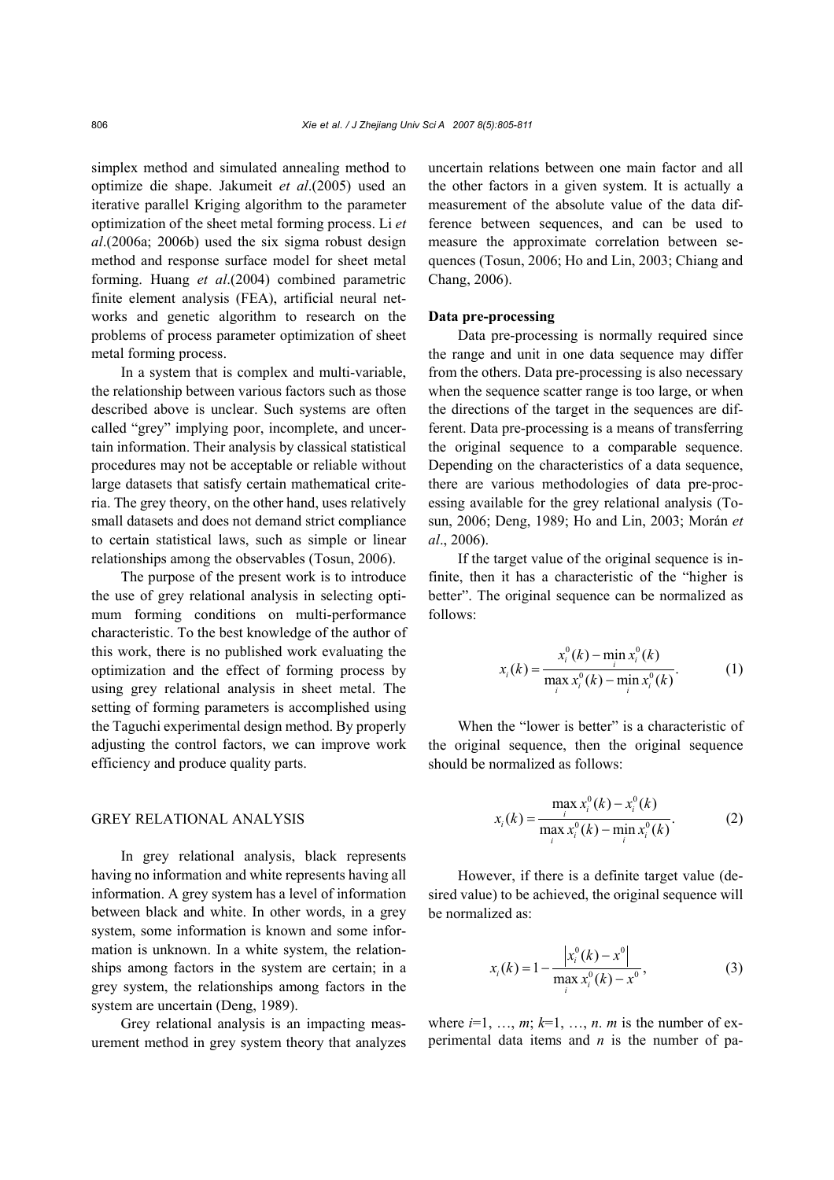simplex method and simulated annealing method to optimize die shape. Jakumeit *et al*.(2005) used an iterative parallel Kriging algorithm to the parameter optimization of the sheet metal forming process. Li *et al*.(2006a; 2006b) used the six sigma robust design method and response surface model for sheet metal forming. Huang *et al*.(2004) combined parametric finite element analysis (FEA), artificial neural networks and genetic algorithm to research on the problems of process parameter optimization of sheet metal forming process.

In a system that is complex and multi-variable, the relationship between various factors such as those described above is unclear. Such systems are often called "grey" implying poor, incomplete, and uncertain information. Their analysis by classical statistical procedures may not be acceptable or reliable without large datasets that satisfy certain mathematical criteria. The grey theory, on the other hand, uses relatively small datasets and does not demand strict compliance to certain statistical laws, such as simple or linear relationships among the observables (Tosun, 2006).

The purpose of the present work is to introduce the use of grey relational analysis in selecting optimum forming conditions on multi-performance characteristic. To the best knowledge of the author of this work, there is no published work evaluating the optimization and the effect of forming process by using grey relational analysis in sheet metal. The setting of forming parameters is accomplished using the Taguchi experimental design method. By properly adjusting the control factors, we can improve work efficiency and produce quality parts.

## GREY RELATIONAL ANALYSIS

In grey relational analysis, black represents having no information and white represents having all information. A grey system has a level of information between black and white. In other words, in a grey system, some information is known and some information is unknown. In a white system, the relationships among factors in the system are certain; in a grey system, the relationships among factors in the system are uncertain (Deng, 1989).

Grey relational analysis is an impacting measurement method in grey system theory that analyzes uncertain relations between one main factor and all the other factors in a given system. It is actually a measurement of the absolute value of the data difference between sequences, and can be used to measure the approximate correlation between sequences (Tosun, 2006; Ho and Lin, 2003; Chiang and Chang, 2006).

### Data pre-processing

Data pre-processing is normally required since the range and unit in one data sequence may differ from the others. Data pre-processing is also necessary when the sequence scatter range is too large, or when the directions of the target in the sequences are different. Data pre-processing is a means of transferring the original sequence to a comparable sequence. Depending on the characteristics of a data sequence, there are various methodologies of data pre-processing available for the grey relational analysis (Tosun, 2006; Deng, 1989; Ho and Lin, 2003; Morán *et al*., 2006).

If the target value of the original sequence is infinite, then it has a characteristic of the "higher is better". The original sequence can be normalized as follows:

$$x_i(k) = \frac{x_i^0(k) - \min_i x_i^0(k)}{\max_i x_i^0(k) - \min_i x_i^0(k)}. \tag{1}$$

When the "lower is better" is a characteristic of the original sequence, then the original sequence should be normalized as follows:

$$x_i(k) = \frac{\max_i x_i^0(k) - x_i^0(k)}{\max_i x_i^0(k) - \min_i x_i^0(k)}. \tag{2}$$

However, if there is a definite target value (desired value) to be achieved, the original sequence will be normalized as:

$$x_i(k) = 1 - \frac{\left| x_i^0(k) - x^0 \right|}{\max_i x_i^0(k) - x^0}, \tag{3}$$

where $i$=1, …, $m$; $k$=1, …, $n$. $m$ is the number of experimental data items and $n$ is the number of pa-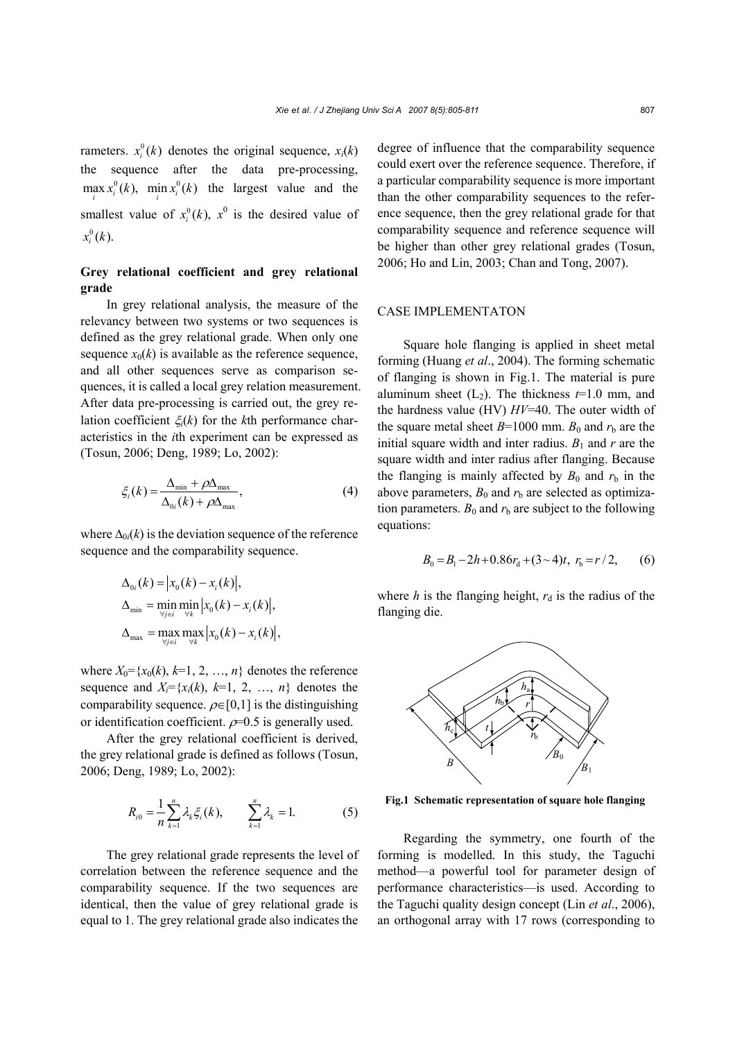rameters. $x_i^0(k)$ denotes the original sequence, $x_i(k)$ the sequence after the data pre-processing, $\max_i x_i^0(k)$, $\min_i x_i^0(k)$ the largest value and the smallest value of $x_i^0(k)$, $x^0$ is the desired value of $x_i^0(k)$.

### Grey relational coefficient and grey relational grade

In grey relational analysis, the measure of the relevancy between two systems or two sequences is defined as the grey relational grade. When only one sequence $x_0(k)$ is available as the reference sequence, and all other sequences serve as comparison sequences, it is called a local grey relation measurement. After data pre-processing is carried out, the grey relation coefficient $\xi_i(k)$ for the $k$th performance characteristics in the $i$th experiment can be expressed as (Tosun, 2006; Deng, 1989; Lo, 2002):

$$\xi_i(k) = \frac{\Delta_{\min} + \rho\Delta_{\max}}{\Delta_{0i}(k) + \rho\Delta_{\max}}, \tag{4}$$

where $\Delta_{0i}(k)$ is the deviation sequence of the reference sequence and the comparability sequence.

$$\Delta_{0i}(k) = \left| x_0(k) - x_i(k) \right|,$$
$$\Delta_{\min} = \min_{\forall j \in i} \min_{\forall k} \left| x_0(k) - x_i(k) \right|,$$
$$\Delta_{\max} = \max_{\forall j \in i} \max_{\forall k} \left| x_0(k) - x_i(k) \right|,$$

where $X_0=\{x_0(k), k=1, 2, \ldots, n\}$ denotes the reference sequence and $X_i=\{x_i(k), k=1, 2, \ldots, n\}$ denotes the comparability sequence. $\rho\in[0,1]$ is the distinguishing or identification coefficient. $\rho=0.5$ is generally used.

After the grey relational coefficient is derived, the grey relational grade is defined as follows (Tosun, 2006; Deng, 1989; Lo, 2002):

$$R_{i0} = \frac{1}{n}\sum_{k=1}^{n} \lambda_k \xi_i(k), \qquad \sum_{k=1}^{n} \lambda_k = 1. \tag{5}$$

The grey relational grade represents the level of correlation between the reference sequence and the comparability sequence. If the two sequences are identical, then the value of grey relational grade is equal to 1. The grey relational grade also indicates the degree of influence that the comparability sequence could exert over the reference sequence. Therefore, if a particular comparability sequence is more important than the other comparability sequences to the reference sequence, then the grey relational grade for that comparability sequence and reference sequence will be higher than other grey relational grades (Tosun, 2006; Ho and Lin, 2003; Chan and Tong, 2007).

## CASE IMPLEMENTATON

Square hole flanging is applied in sheet metal forming (Huang *et al*., 2004). The forming schematic of flanging is shown in Fig.1. The material is pure aluminum sheet ($L_2$). The thickness $t$=1.0 mm, and the hardness value (HV) $HV$=40. The outer width of the square metal sheet $B$=1000 mm. $B_0$ and $r_b$ are the initial square width and inter radius. $B_1$ and $r$ are the square width and inter radius after flanging. Because the flanging is mainly affected by $B_0$ and $r_b$ in the above parameters, $B_0$ and $r_b$ are selected as optimization parameters. $B_0$ and $r_b$ are subject to the following equations:

$$B_0 = B_1 - 2h + 0.86r_d + (3\sim4)t,\ r_b = r/2, \tag{6}$$

where $h$ is the flanging height, $r_d$ is the radius of the flanging die.

**Fig.1 Schematic representation of square hole flanging**

Regarding the symmetry, one fourth of the forming is modelled. In this study, the Taguchi method—a powerful tool for parameter design of performance characteristics—is used. According to the Taguchi quality design concept (Lin *et al*., 2006), an orthogonal array with 17 rows (corresponding to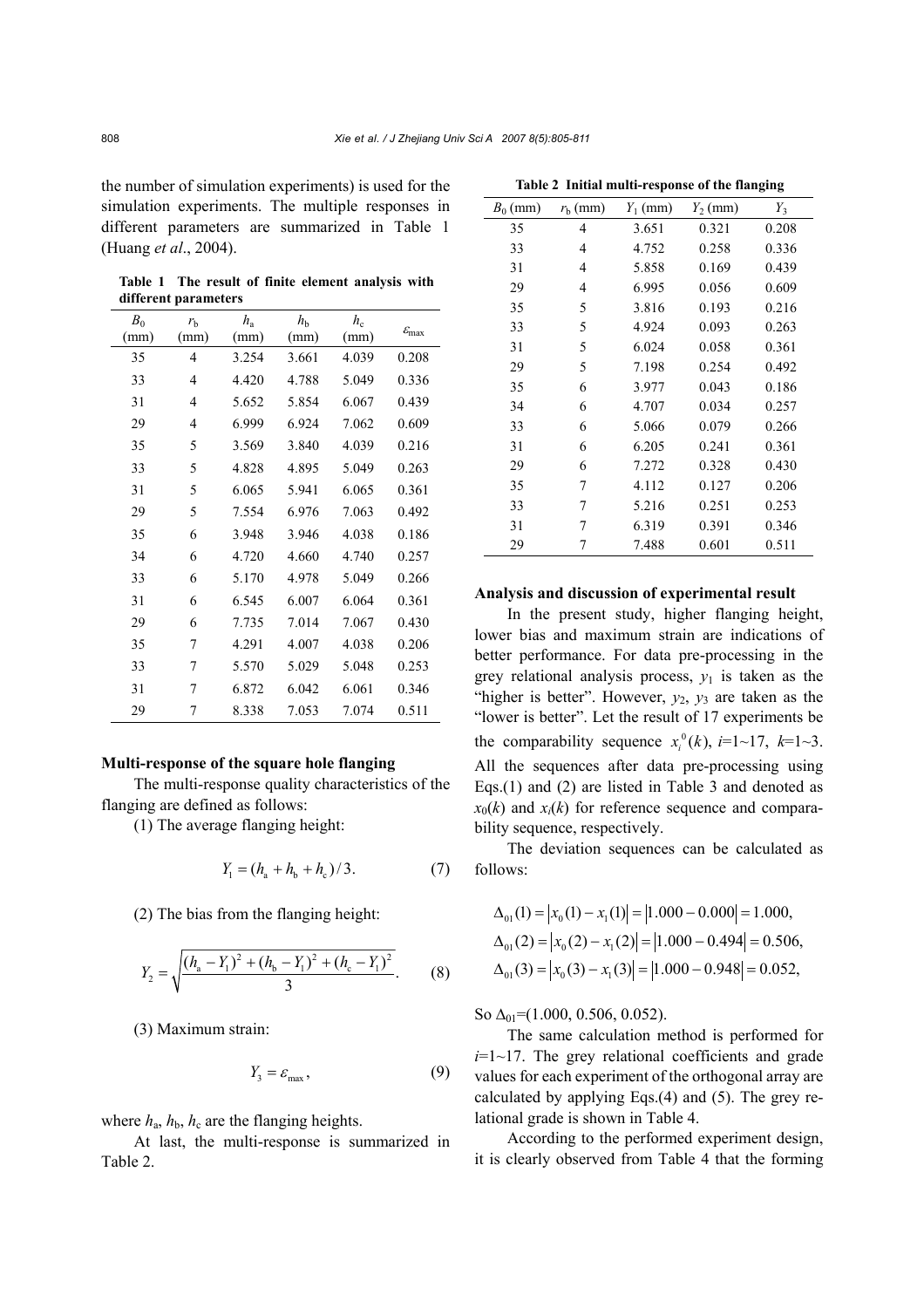the number of simulation experiments) is used for the simulation experiments. The multiple responses in different parameters are summarized in Table 1 (Huang *et al*., 2004).

**Table 1 The result of finite element analysis with different parameters**

| $B_0$ (mm) | $r_b$ (mm) | $h_a$ (mm) | $h_b$ (mm) | $h_c$ (mm) | $\varepsilon_{max}$ |
|---|---|---|---|---|---|
| 35 | 4 | 3.254 | 3.661 | 4.039 | 0.208 |
| 33 | 4 | 4.420 | 4.788 | 5.049 | 0.336 |
| 31 | 4 | 5.652 | 5.854 | 6.067 | 0.439 |
| 29 | 4 | 6.999 | 6.924 | 7.062 | 0.609 |
| 35 | 5 | 3.569 | 3.840 | 4.039 | 0.216 |
| 33 | 5 | 4.828 | 4.895 | 5.049 | 0.263 |
| 31 | 5 | 6.065 | 5.941 | 6.065 | 0.361 |
| 29 | 5 | 7.554 | 6.976 | 7.063 | 0.492 |
| 35 | 6 | 3.948 | 3.946 | 4.038 | 0.186 |
| 34 | 6 | 4.720 | 4.660 | 4.740 | 0.257 |
| 33 | 6 | 5.170 | 4.978 | 5.049 | 0.266 |
| 31 | 6 | 6.545 | 6.007 | 6.064 | 0.361 |
| 29 | 6 | 7.735 | 7.014 | 7.067 | 0.430 |
| 35 | 7 | 4.291 | 4.007 | 4.038 | 0.206 |
| 33 | 7 | 5.570 | 5.029 | 5.048 | 0.253 |
| 31 | 7 | 6.872 | 6.042 | 6.061 | 0.346 |
| 29 | 7 | 8.338 | 7.053 | 7.074 | 0.511 |

**Multi-response of the square hole flanging**

The multi-response quality characteristics of the flanging are defined as follows:

(1) The average flanging height:

$$Y_1 = (h_a + h_b + h_c)/3. \tag{7}$$

(2) The bias from the flanging height:

$$Y_2 = \sqrt{\frac{(h_a - Y_1)^2 + (h_b - Y_1)^2 + (h_c - Y_1)^2}{3}}. \tag{8}$$

(3) Maximum strain:

$$Y_3 = \varepsilon_{max}, \tag{9}$$

where $h_a$, $h_b$, $h_c$ are the flanging heights.

At last, the multi-response is summarized in Table 2.

**Table 2 Initial multi-response of the flanging**

| $B_0$ (mm) | $r_b$ (mm) | $Y_1$ (mm) | $Y_2$ (mm) | $Y_3$ |
|---|---|---|---|---|
| 35 | 4 | 3.651 | 0.321 | 0.208 |
| 33 | 4 | 4.752 | 0.258 | 0.336 |
| 31 | 4 | 5.858 | 0.169 | 0.439 |
| 29 | 4 | 6.995 | 0.056 | 0.609 |
| 35 | 5 | 3.816 | 0.193 | 0.216 |
| 33 | 5 | 4.924 | 0.093 | 0.263 |
| 31 | 5 | 6.024 | 0.058 | 0.361 |
| 29 | 5 | 7.198 | 0.254 | 0.492 |
| 35 | 6 | 3.977 | 0.043 | 0.186 |
| 34 | 6 | 4.707 | 0.034 | 0.257 |
| 33 | 6 | 5.066 | 0.079 | 0.266 |
| 31 | 6 | 6.205 | 0.241 | 0.361 |
| 29 | 6 | 7.272 | 0.328 | 0.430 |
| 35 | 7 | 4.112 | 0.127 | 0.206 |
| 33 | 7 | 5.216 | 0.251 | 0.253 |
| 31 | 7 | 6.319 | 0.391 | 0.346 |
| 29 | 7 | 7.488 | 0.601 | 0.511 |

**Analysis and discussion of experimental result**

In the present study, higher flanging height, lower bias and maximum strain are indications of better performance. For data pre-processing in the grey relational analysis process, $y_1$ is taken as the "higher is better". However, $y_2$, $y_3$ are taken as the "lower is better". Let the result of 17 experiments be the comparability sequence $x_i^0(k)$, $i$=1~17, $k$=1~3. All the sequences after data pre-processing using Eqs.(1) and (2) are listed in Table 3 and denoted as $x_0(k)$ and $x_i(k)$ for reference sequence and comparability sequence, respectively.

The deviation sequences can be calculated as follows:

$$\Delta_{01}(1) = |x_0(1) - x_1(1)| = |1.000 - 0.000| = 1.000,$$
$$\Delta_{01}(2) = |x_0(2) - x_1(2)| = |1.000 - 0.494| = 0.506,$$
$$\Delta_{01}(3) = |x_0(3) - x_1(3)| = |1.000 - 0.948| = 0.052,$$

So $\Delta_{01}$=(1.000, 0.506, 0.052).

The same calculation method is performed for $i$=1~17. The grey relational coefficients and grade values for each experiment of the orthogonal array are calculated by applying Eqs.(4) and (5). The grey relational grade is shown in Table 4.

According to the performed experiment design, it is clearly observed from Table 4 that the forming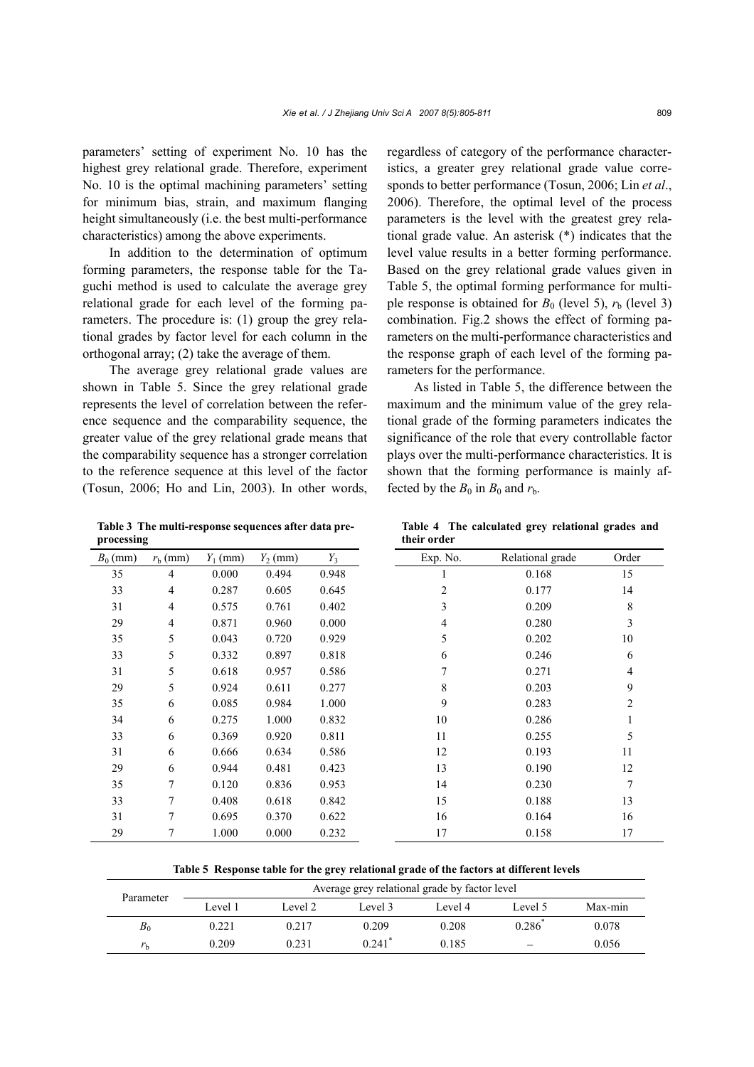parameters' setting of experiment No. 10 has the highest grey relational grade. Therefore, experiment No. 10 is the optimal machining parameters' setting for minimum bias, strain, and maximum flanging height simultaneously (i.e. the best multi-performance characteristics) among the above experiments.

In addition to the determination of optimum forming parameters, the response table for the Taguchi method is used to calculate the average grey relational grade for each level of the forming parameters. The procedure is: (1) group the grey relational grades by factor level for each column in the orthogonal array; (2) take the average of them.

The average grey relational grade values are shown in Table 5. Since the grey relational grade represents the level of correlation between the reference sequence and the comparability sequence, the greater value of the grey relational grade means that the comparability sequence has a stronger correlation to the reference sequence at this level of the factor (Tosun, 2006; Ho and Lin, 2003). In other words, regardless of category of the performance characteristics, a greater grey relational grade value corresponds to better performance (Tosun, 2006; Lin *et al*., 2006). Therefore, the optimal level of the process parameters is the level with the greatest grey relational grade value. An asterisk (*) indicates that the level value results in a better forming performance. Based on the grey relational grade values given in Table 5, the optimal forming performance for multiple response is obtained for $B_0$ (level 5), $r_b$ (level 3) combination. Fig.2 shows the effect of forming parameters on the multi-performance characteristics and the response graph of each level of the forming parameters for the performance.

As listed in Table 5, the difference between the maximum and the minimum value of the grey relational grade of the forming parameters indicates the significance of the role that every controllable factor plays over the multi-performance characteristics. It is shown that the forming performance is mainly affected by the $B_0$ in $B_0$ and $r_b$.

**Table 3 The multi-response sequences after data preprocessing**

| $B_0$ (mm) | $r_b$ (mm) | $Y_1$ (mm) | $Y_2$ (mm) | $Y_3$ |
|---|---|---|---|---|
| 35 | 4 | 0.000 | 0.494 | 0.948 |
| 33 | 4 | 0.287 | 0.605 | 0.645 |
| 31 | 4 | 0.575 | 0.761 | 0.402 |
| 29 | 4 | 0.871 | 0.960 | 0.000 |
| 35 | 5 | 0.043 | 0.720 | 0.929 |
| 33 | 5 | 0.332 | 0.897 | 0.818 |
| 31 | 5 | 0.618 | 0.957 | 0.586 |
| 29 | 5 | 0.924 | 0.611 | 0.277 |
| 35 | 6 | 0.085 | 0.984 | 1.000 |
| 34 | 6 | 0.275 | 1.000 | 0.832 |
| 33 | 6 | 0.369 | 0.920 | 0.811 |
| 31 | 6 | 0.666 | 0.634 | 0.586 |
| 29 | 6 | 0.944 | 0.481 | 0.423 |
| 35 | 7 | 0.120 | 0.836 | 0.953 |
| 33 | 7 | 0.408 | 0.618 | 0.842 |
| 31 | 7 | 0.695 | 0.370 | 0.622 |
| 29 | 7 | 1.000 | 0.000 | 0.232 |

**Table 4 The calculated grey relational grades and their order**

| Exp. No. | Relational grade | Order |
|---|---|---|
| 1 | 0.168 | 15 |
| 2 | 0.177 | 14 |
| 3 | 0.209 | 8 |
| 4 | 0.280 | 3 |
| 5 | 0.202 | 10 |
| 6 | 0.246 | 6 |
| 7 | 0.271 | 4 |
| 8 | 0.203 | 9 |
| 9 | 0.283 | 2 |
| 10 | 0.286 | 1 |
| 11 | 0.255 | 5 |
| 12 | 0.193 | 11 |
| 13 | 0.190 | 12 |
| 14 | 0.230 | 7 |
| 15 | 0.188 | 13 |
| 16 | 0.164 | 16 |
| 17 | 0.158 | 17 |

**Table 5 Response table for the grey relational grade of the factors at different levels**

| Parameter | Average grey relational grade by factor level | | | | | |
|---|---|---|---|---|---|---|
| | Level 1 | Level 2 | Level 3 | Level 4 | Level 5 | Max-min |
| $B_0$ | 0.221 | 0.217 | 0.209 | 0.208 | 0.286* | 0.078 |
| $r_b$ | 0.209 | 0.231 | 0.241* | 0.185 | – | 0.056 |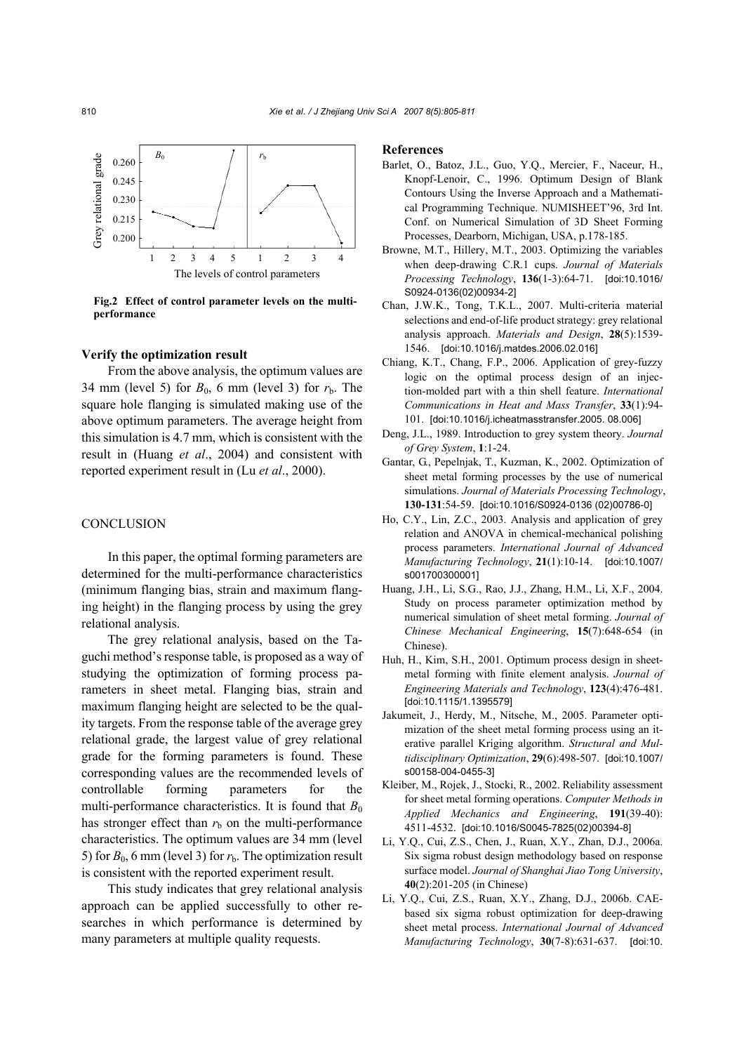Fig.2 Effect of control parameter levels on the multi-performance

### Verify the optimization result

From the above analysis, the optimum values are 34 mm (level 5) for $B_0$, 6 mm (level 3) for $r_b$. The square hole flanging is simulated making use of the above optimum parameters. The average height from this simulation is 4.7 mm, which is consistent with the result in (Huang *et al*., 2004) and consistent with reported experiment result in (Lu *et al*., 2000).

## CONCLUSION

In this paper, the optimal forming parameters are determined for the multi-performance characteristics (minimum flanging bias, strain and maximum flanging height) in the flanging process by using the grey relational analysis.

The grey relational analysis, based on the Taguchi method's response table, is proposed as a way of studying the optimization of forming process parameters in sheet metal. Flanging bias, strain and maximum flanging height are selected to be the quality targets. From the response table of the average grey relational grade, the largest value of grey relational grade for the forming parameters is found. These corresponding values are the recommended levels of controllable forming parameters for the multi-performance characteristics. It is found that $B_0$ has stronger effect than $r_b$ on the multi-performance characteristics. The optimum values are 34 mm (level 5) for $B_0$, 6 mm (level 3) for $r_b$. The optimization result is consistent with the reported experiment result.

This study indicates that grey relational analysis approach can be applied successfully to other researches in which performance is determined by many parameters at multiple quality requests.

## References

Barlet, O., Batoz, J.L., Guo, Y.Q., Mercier, F., Naceur, H., Knopf-Lenoir, C., 1996. Optimum Design of Blank Contours Using the Inverse Approach and a Mathematical Programming Technique. NUMISHEET'96, 3rd Int. Conf. on Numerical Simulation of 3D Sheet Forming Processes, Dearborn, Michigan, USA, p.178-185.

Browne, M.T., Hillery, M.T., 2003. Optimizing the variables when deep-drawing C.R.1 cups. *Journal of Materials Processing Technology*, **136**(1-3):64-71. [doi:10.1016/S0924-0136(02)00934-2]

Chan, J.W.K., Tong, T.K.L., 2007. Multi-criteria material selections and end-of-life product strategy: grey relational analysis approach. *Materials and Design*, **28**(5):1539-1546. [doi:10.1016/j.matdes.2006.02.016]

Chiang, K.T., Chang, F.P., 2006. Application of grey-fuzzy logic on the optimal process design of an injection-molded part with a thin shell feature. *International Communications in Heat and Mass Transfer*, **33**(1):94-101. [doi:10.1016/j.icheatmasstransfer.2005. 08.006]

Deng, J.L., 1989. Introduction to grey system theory. *Journal of Grey System*, **1**:1-24.

Gantar, G., Pepelnjak, T., Kuzman, K., 2002. Optimization of sheet metal forming processes by the use of numerical simulations. *Journal of Materials Processing Technology*, **130-131**:54-59. [doi:10.1016/S0924-0136 (02)00786-0]

Ho, C.Y., Lin, Z.C., 2003. Analysis and application of grey relation and ANOVA in chemical-mechanical polishing process parameters. *International Journal of Advanced Manufacturing Technology*, **21**(1):10-14. [doi:10.1007/s001700300001]

Huang, J.H., Li, S.G., Rao, J.J., Zhang, H.M., Li, X.F., 2004. Study on process parameter optimization method by numerical simulation of sheet metal forming. *Journal of Chinese Mechanical Engineering*, **15**(7):648-654 (in Chinese).

Huh, H., Kim, S.H., 2001. Optimum process design in sheet-metal forming with finite element analysis. *Journal of Engineering Materials and Technology*, **123**(4):476-481. [doi:10.1115/1.1395579]

Jakumeit, J., Herdy, M., Nitsche, M., 2005. Parameter optimization of the sheet metal forming process using an iterative parallel Kriging algorithm. *Structural and Multidisciplinary Optimization*, **29**(6):498-507. [doi:10.1007/s00158-004-0455-3]

Kleiber, M., Rojek, J., Stocki, R., 2002. Reliability assessment for sheet metal forming operations. *Computer Methods in Applied Mechanics and Engineering*, **191**(39-40):4511-4532. [doi:10.1016/S0045-7825(02)00394-8]

Li, Y.Q., Cui, Z.S., Chen, J., Ruan, X.Y., Zhan, D.J., 2006a. Six sigma robust design methodology based on response surface model. *Journal of Shanghai Jiao Tong University*, **40**(2):201-205 (in Chinese)

Li, Y.Q., Cui, Z.S., Ruan, X.Y., Zhang, D.J., 2006b. CAE-based six sigma robust optimization for deep-drawing sheet metal process. *International Journal of Advanced Manufacturing Technology*, **30**(7-8):631-637. [doi:10.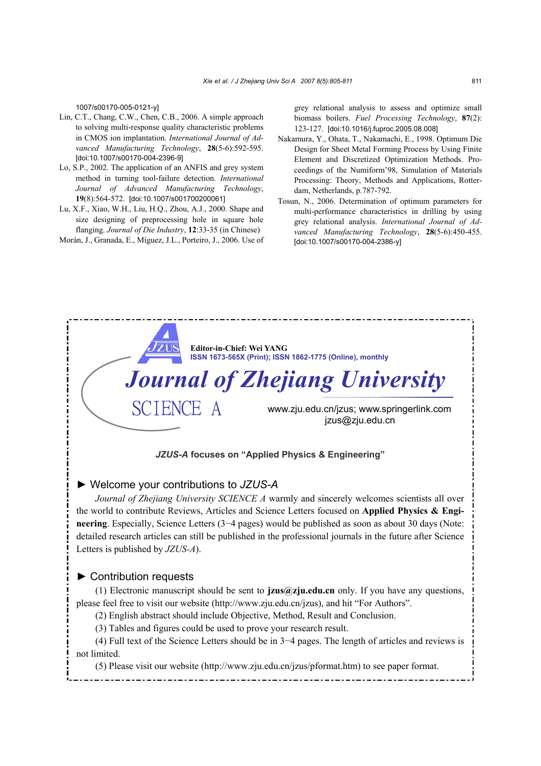1007/s00170-005-0121-y]

Lin, C.T., Chang, C.W., Chen, C.B., 2006. A simple approach to solving multi-response quality characteristic problems in CMOS ion implantation. *International Journal of Advanced Manufacturing Technology*, **28**(5-6):592-595. [doi:10.1007/s00170-004-2396-9]

Lo, S.P., 2002. The application of an ANFIS and grey system method in turning tool-failure detection. *International Journal of Advanced Manufacturing Technology*, **19**(8):564-572. [doi:10.1007/s001700200061]

Lu, X.F., Xiao, W.H., Liu, H.Q., Zhou, A.J., 2000. Shape and size designing of preprocessing hole in square hole flanging. *Journal of Die Industry*, **12**:33-35 (in Chinese)

Morán, J., Granada, E., Míguez, J.L., Porteiro, J., 2006. Use of grey relational analysis to assess and optimize small biomass boilers. *Fuel Processing Technology*, **87**(2): 123-127. [doi:10.1016/j.fuproc.2005.08.008]

Nakamura, Y., Ohata, T., Nakamachi, E., 1998. Optimum Die Design for Sheet Metal Forming Process by Using Finite Element and Discretized Optimization Methods. Proceedings of the Numiform'98, Simulation of Materials Processing: Theory, Methods and Applications, Rotterdam, Netherlands, p.787-792.

Tosun, N., 2006. Determination of optimum parameters for multi-performance characteristics in drilling by using grey relational analysis. *International Journal of Advanced Manufacturing Technology*, **28**(5-6):450-455. [doi:10.1007/s00170-004-2386-y]

---

JZUS A

**Editor-in-Chief: Wei YANG**
**ISSN 1673-565X (Print); ISSN 1862-1775 (Online), monthly**

# *Journal of Zhejiang University*
SCIENCE A

www.zju.edu.cn/jzus; www.springerlink.com
jzus@zju.edu.cn

***JZUS-A*** **focuses on "Applied Physics & Engineering"**

### ► Welcome your contributions to *JZUS-A*

*Journal of Zhejiang University SCIENCE A* warmly and sincerely welcomes scientists all over the world to contribute Reviews, Articles and Science Letters focused on **Applied Physics & Engineering**. Especially, Science Letters (3−4 pages) would be published as soon as about 30 days (Note: detailed research articles can still be published in the professional journals in the future after Science Letters is published by *JZUS-A*).

### ► Contribution requests

(1) Electronic manuscript should be sent to **jzus@zju.edu.cn** only. If you have any questions, please feel free to visit our website (http://www.zju.edu.cn/jzus), and hit "For Authors".

(2) English abstract should include Objective, Method, Result and Conclusion.

(3) Tables and figures could be used to prove your research result.

(4) Full text of the Science Letters should be in 3−4 pages. The length of articles and reviews is not limited.

(5) Please visit our website (http://www.zju.edu.cn/jzus/pformat.htm) to see paper format.